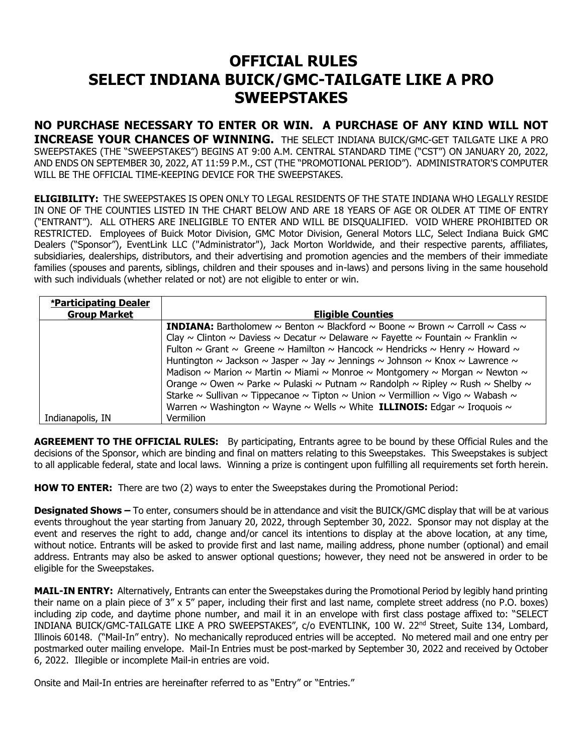# OFFICIAL RULES
# SELECT INDIANA BUICK/GMC-TAILGATE LIKE A PRO SWEEPSTAKES

**NO PURCHASE NECESSARY TO ENTER OR WIN. A PURCHASE OF ANY KIND WILL NOT INCREASE YOUR CHANCES OF WINNING.** THE SELECT INDIANA BUICK/GMC-GET TAILGATE LIKE A PRO SWEEPSTAKES (THE "SWEEPSTAKES") BEGINS AT 9:00 A.M. CENTRAL STANDARD TIME ("CST") ON JANUARY 20, 2022, AND ENDS ON SEPTEMBER 30, 2022, AT 11:59 P.M., CST (THE "PROMOTIONAL PERIOD"). ADMINISTRATOR'S COMPUTER WILL BE THE OFFICIAL TIME-KEEPING DEVICE FOR THE SWEEPSTAKES.

**ELIGIBILITY:** THE SWEEPSTAKES IS OPEN ONLY TO LEGAL RESIDENTS OF THE STATE INDIANA WHO LEGALLY RESIDE IN ONE OF THE COUNTIES LISTED IN THE CHART BELOW AND ARE 18 YEARS OF AGE OR OLDER AT TIME OF ENTRY ("ENTRANT"). ALL OTHERS ARE INELIGIBLE TO ENTER AND WILL BE DISQUALIFIED. VOID WHERE PROHIBITED OR RESTRICTED. Employees of Buick Motor Division, GMC Motor Division, General Motors LLC, Select Indiana Buick GMC Dealers ("Sponsor"), EventLink LLC ("Administrator"), Jack Morton Worldwide, and their respective parents, affiliates, subsidiaries, dealerships, distributors, and their advertising and promotion agencies and the members of their immediate families (spouses and parents, siblings, children and their spouses and in-laws) and persons living in the same household with such individuals (whether related or not) are not eligible to enter or win.

| *Participating Dealer Group Market | Eligible Counties |
|---|---|
| Indianapolis, IN | **INDIANA:** Bartholomew ~ Benton ~ Blackford ~ Boone ~ Brown ~ Carroll ~ Cass ~ Clay ~ Clinton ~ Daviess ~ Decatur ~ Delaware ~ Fayette ~ Fountain ~ Franklin ~ Fulton ~ Grant ~ Greene ~ Hamilton ~ Hancock ~ Hendricks ~ Henry ~ Howard ~ Huntington ~ Jackson ~ Jasper ~ Jay ~ Jennings ~ Johnson ~ Knox ~ Lawrence ~ Madison ~ Marion ~ Martin ~ Miami ~ Monroe ~ Montgomery ~ Morgan ~ Newton ~ Orange ~ Owen ~ Parke ~ Pulaski ~ Putnam ~ Randolph ~ Ripley ~ Rush ~ Shelby ~ Starke ~ Sullivan ~ Tippecanoe ~ Tipton ~ Union ~ Vermillion ~ Vigo ~ Wabash ~ Warren ~ Washington ~ Wayne ~ Wells ~ White **ILLINOIS:** Edgar ~ Iroquois ~ Vermilion |

**AGREEMENT TO THE OFFICIAL RULES:** By participating, Entrants agree to be bound by these Official Rules and the decisions of the Sponsor, which are binding and final on matters relating to this Sweepstakes. This Sweepstakes is subject to all applicable federal, state and local laws. Winning a prize is contingent upon fulfilling all requirements set forth herein.

**HOW TO ENTER:** There are two (2) ways to enter the Sweepstakes during the Promotional Period:

**Designated Shows –** To enter, consumers should be in attendance and visit the BUICK/GMC display that will be at various events throughout the year starting from January 20, 2022, through September 30, 2022. Sponsor may not display at the event and reserves the right to add, change and/or cancel its intentions to display at the above location, at any time, without notice. Entrants will be asked to provide first and last name, mailing address, phone number (optional) and email address. Entrants may also be asked to answer optional questions; however, they need not be answered in order to be eligible for the Sweepstakes.

**MAIL-IN ENTRY:** Alternatively, Entrants can enter the Sweepstakes during the Promotional Period by legibly hand printing their name on a plain piece of 3" x 5" paper, including their first and last name, complete street address (no P.O. boxes) including zip code, and daytime phone number, and mail it in an envelope with first class postage affixed to: "SELECT INDIANA BUICK/GMC-TAILGATE LIKE A PRO SWEEPSTAKES", c/o EVENTLINK, 100 W. 22nd Street, Suite 134, Lombard, Illinois 60148. ("Mail-In" entry). No mechanically reproduced entries will be accepted. No metered mail and one entry per postmarked outer mailing envelope. Mail-In Entries must be post-marked by September 30, 2022 and received by October 6, 2022. Illegible or incomplete Mail-in entries are void.

Onsite and Mail-In entries are hereinafter referred to as "Entry" or "Entries."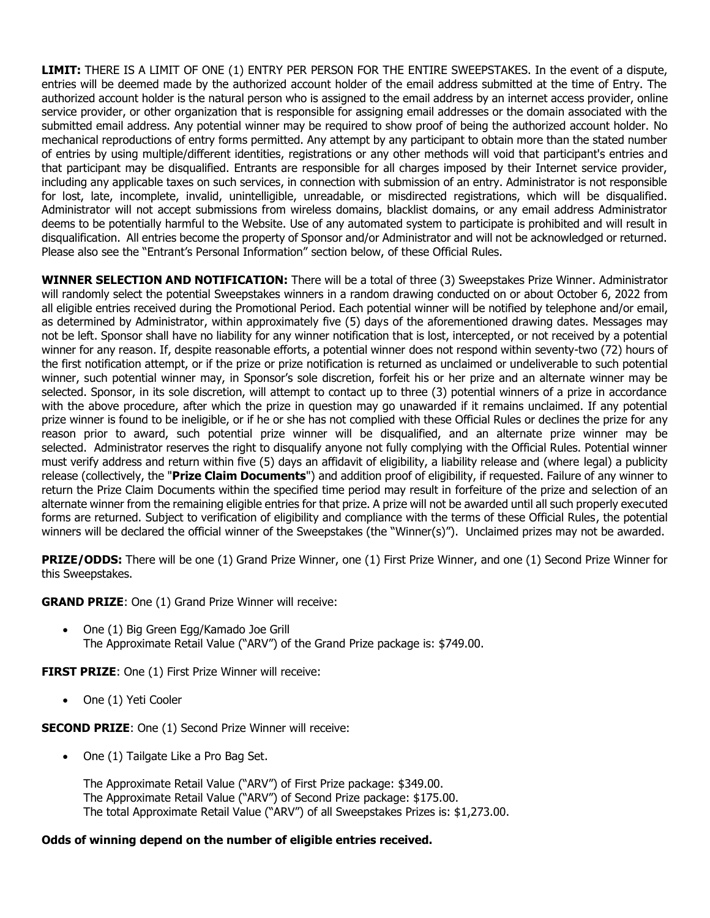**LIMIT:** THERE IS A LIMIT OF ONE (1) ENTRY PER PERSON FOR THE ENTIRE SWEEPSTAKES. In the event of a dispute, entries will be deemed made by the authorized account holder of the email address submitted at the time of Entry. The authorized account holder is the natural person who is assigned to the email address by an internet access provider, online service provider, or other organization that is responsible for assigning email addresses or the domain associated with the submitted email address. Any potential winner may be required to show proof of being the authorized account holder. No mechanical reproductions of entry forms permitted. Any attempt by any participant to obtain more than the stated number of entries by using multiple/different identities, registrations or any other methods will void that participant's entries and that participant may be disqualified. Entrants are responsible for all charges imposed by their Internet service provider, including any applicable taxes on such services, in connection with submission of an entry. Administrator is not responsible for lost, late, incomplete, invalid, unintelligible, unreadable, or misdirected registrations, which will be disqualified. Administrator will not accept submissions from wireless domains, blacklist domains, or any email address Administrator deems to be potentially harmful to the Website. Use of any automated system to participate is prohibited and will result in disqualification. All entries become the property of Sponsor and/or Administrator and will not be acknowledged or returned. Please also see the "Entrant's Personal Information" section below, of these Official Rules.

**WINNER SELECTION AND NOTIFICATION:** There will be a total of three (3) Sweepstakes Prize Winner. Administrator will randomly select the potential Sweepstakes winners in a random drawing conducted on or about October 6, 2022 from all eligible entries received during the Promotional Period. Each potential winner will be notified by telephone and/or email, as determined by Administrator, within approximately five (5) days of the aforementioned drawing dates. Messages may not be left. Sponsor shall have no liability for any winner notification that is lost, intercepted, or not received by a potential winner for any reason. If, despite reasonable efforts, a potential winner does not respond within seventy-two (72) hours of the first notification attempt, or if the prize or prize notification is returned as unclaimed or undeliverable to such potential winner, such potential winner may, in Sponsor's sole discretion, forfeit his or her prize and an alternate winner may be selected. Sponsor, in its sole discretion, will attempt to contact up to three (3) potential winners of a prize in accordance with the above procedure, after which the prize in question may go unawarded if it remains unclaimed. If any potential prize winner is found to be ineligible, or if he or she has not complied with these Official Rules or declines the prize for any reason prior to award, such potential prize winner will be disqualified, and an alternate prize winner may be selected. Administrator reserves the right to disqualify anyone not fully complying with the Official Rules. Potential winner must verify address and return within five (5) days an affidavit of eligibility, a liability release and (where legal) a publicity release (collectively, the "**Prize Claim Documents**") and addition proof of eligibility, if requested. Failure of any winner to return the Prize Claim Documents within the specified time period may result in forfeiture of the prize and selection of an alternate winner from the remaining eligible entries for that prize. A prize will not be awarded until all such properly executed forms are returned. Subject to verification of eligibility and compliance with the terms of these Official Rules, the potential winners will be declared the official winner of the Sweepstakes (the "Winner(s)"). Unclaimed prizes may not be awarded.

**PRIZE/ODDS:** There will be one (1) Grand Prize Winner, one (1) First Prize Winner, and one (1) Second Prize Winner for this Sweepstakes.

**GRAND PRIZE**: One (1) Grand Prize Winner will receive:

- One (1) Big Green Egg/Kamado Joe Grill
  The Approximate Retail Value ("ARV") of the Grand Prize package is: $749.00.

**FIRST PRIZE**: One (1) First Prize Winner will receive:

- One (1) Yeti Cooler

**SECOND PRIZE**: One (1) Second Prize Winner will receive:

- One (1) Tailgate Like a Pro Bag Set.

  The Approximate Retail Value ("ARV") of First Prize package: $349.00.
  The Approximate Retail Value ("ARV") of Second Prize package: $175.00.
  The total Approximate Retail Value ("ARV") of all Sweepstakes Prizes is: $1,273.00.

**Odds of winning depend on the number of eligible entries received.**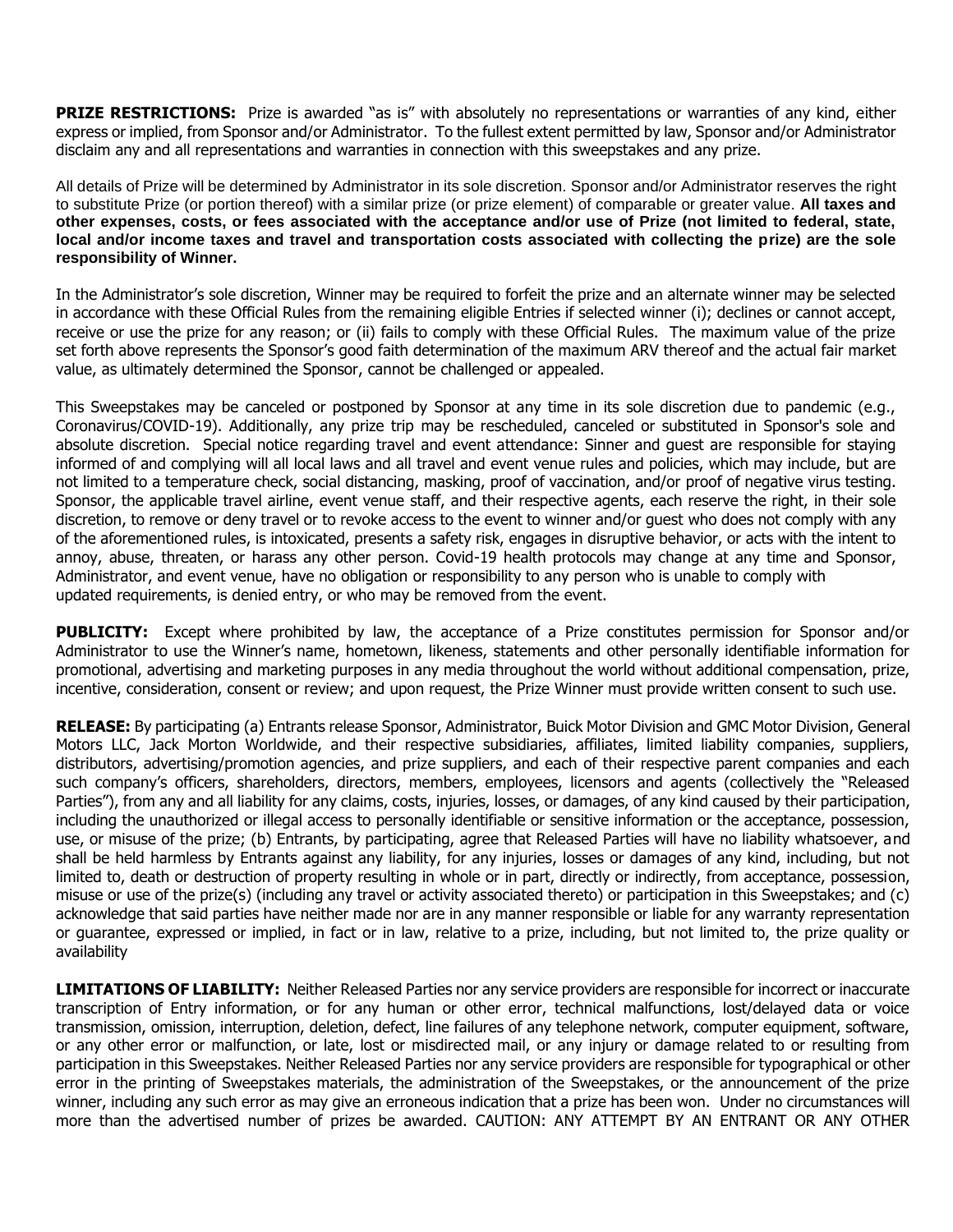**PRIZE RESTRICTIONS:** Prize is awarded "as is" with absolutely no representations or warranties of any kind, either express or implied, from Sponsor and/or Administrator. To the fullest extent permitted by law, Sponsor and/or Administrator disclaim any and all representations and warranties in connection with this sweepstakes and any prize.

All details of Prize will be determined by Administrator in its sole discretion. Sponsor and/or Administrator reserves the right to substitute Prize (or portion thereof) with a similar prize (or prize element) of comparable or greater value. **All taxes and other expenses, costs, or fees associated with the acceptance and/or use of Prize (not limited to federal, state, local and/or income taxes and travel and transportation costs associated with collecting the prize) are the sole responsibility of Winner.**

In the Administrator's sole discretion, Winner may be required to forfeit the prize and an alternate winner may be selected in accordance with these Official Rules from the remaining eligible Entries if selected winner (i); declines or cannot accept, receive or use the prize for any reason; or (ii) fails to comply with these Official Rules. The maximum value of the prize set forth above represents the Sponsor's good faith determination of the maximum ARV thereof and the actual fair market value, as ultimately determined the Sponsor, cannot be challenged or appealed.

This Sweepstakes may be canceled or postponed by Sponsor at any time in its sole discretion due to pandemic (e.g., Coronavirus/COVID-19). Additionally, any prize trip may be rescheduled, canceled or substituted in Sponsor's sole and absolute discretion. Special notice regarding travel and event attendance: Sinner and guest are responsible for staying informed of and complying will all local laws and all travel and event venue rules and policies, which may include, but are not limited to a temperature check, social distancing, masking, proof of vaccination, and/or proof of negative virus testing. Sponsor, the applicable travel airline, event venue staff, and their respective agents, each reserve the right, in their sole discretion, to remove or deny travel or to revoke access to the event to winner and/or guest who does not comply with any of the aforementioned rules, is intoxicated, presents a safety risk, engages in disruptive behavior, or acts with the intent to annoy, abuse, threaten, or harass any other person. Covid-19 health protocols may change at any time and Sponsor, Administrator, and event venue, have no obligation or responsibility to any person who is unable to comply with updated requirements, is denied entry, or who may be removed from the event.

**PUBLICITY:** Except where prohibited by law, the acceptance of a Prize constitutes permission for Sponsor and/or Administrator to use the Winner's name, hometown, likeness, statements and other personally identifiable information for promotional, advertising and marketing purposes in any media throughout the world without additional compensation, prize, incentive, consideration, consent or review; and upon request, the Prize Winner must provide written consent to such use.

**RELEASE:** By participating (a) Entrants release Sponsor, Administrator, Buick Motor Division and GMC Motor Division, General Motors LLC, Jack Morton Worldwide, and their respective subsidiaries, affiliates, limited liability companies, suppliers, distributors, advertising/promotion agencies, and prize suppliers, and each of their respective parent companies and each such company's officers, shareholders, directors, members, employees, licensors and agents (collectively the "Released Parties"), from any and all liability for any claims, costs, injuries, losses, or damages, of any kind caused by their participation, including the unauthorized or illegal access to personally identifiable or sensitive information or the acceptance, possession, use, or misuse of the prize; (b) Entrants, by participating, agree that Released Parties will have no liability whatsoever, and shall be held harmless by Entrants against any liability, for any injuries, losses or damages of any kind, including, but not limited to, death or destruction of property resulting in whole or in part, directly or indirectly, from acceptance, possession, misuse or use of the prize(s) (including any travel or activity associated thereto) or participation in this Sweepstakes; and (c) acknowledge that said parties have neither made nor are in any manner responsible or liable for any warranty representation or guarantee, expressed or implied, in fact or in law, relative to a prize, including, but not limited to, the prize quality or availability

**LIMITATIONS OF LIABILITY:** Neither Released Parties nor any service providers are responsible for incorrect or inaccurate transcription of Entry information, or for any human or other error, technical malfunctions, lost/delayed data or voice transmission, omission, interruption, deletion, defect, line failures of any telephone network, computer equipment, software, or any other error or malfunction, or late, lost or misdirected mail, or any injury or damage related to or resulting from participation in this Sweepstakes. Neither Released Parties nor any service providers are responsible for typographical or other error in the printing of Sweepstakes materials, the administration of the Sweepstakes, or the announcement of the prize winner, including any such error as may give an erroneous indication that a prize has been won. Under no circumstances will more than the advertised number of prizes be awarded. CAUTION: ANY ATTEMPT BY AN ENTRANT OR ANY OTHER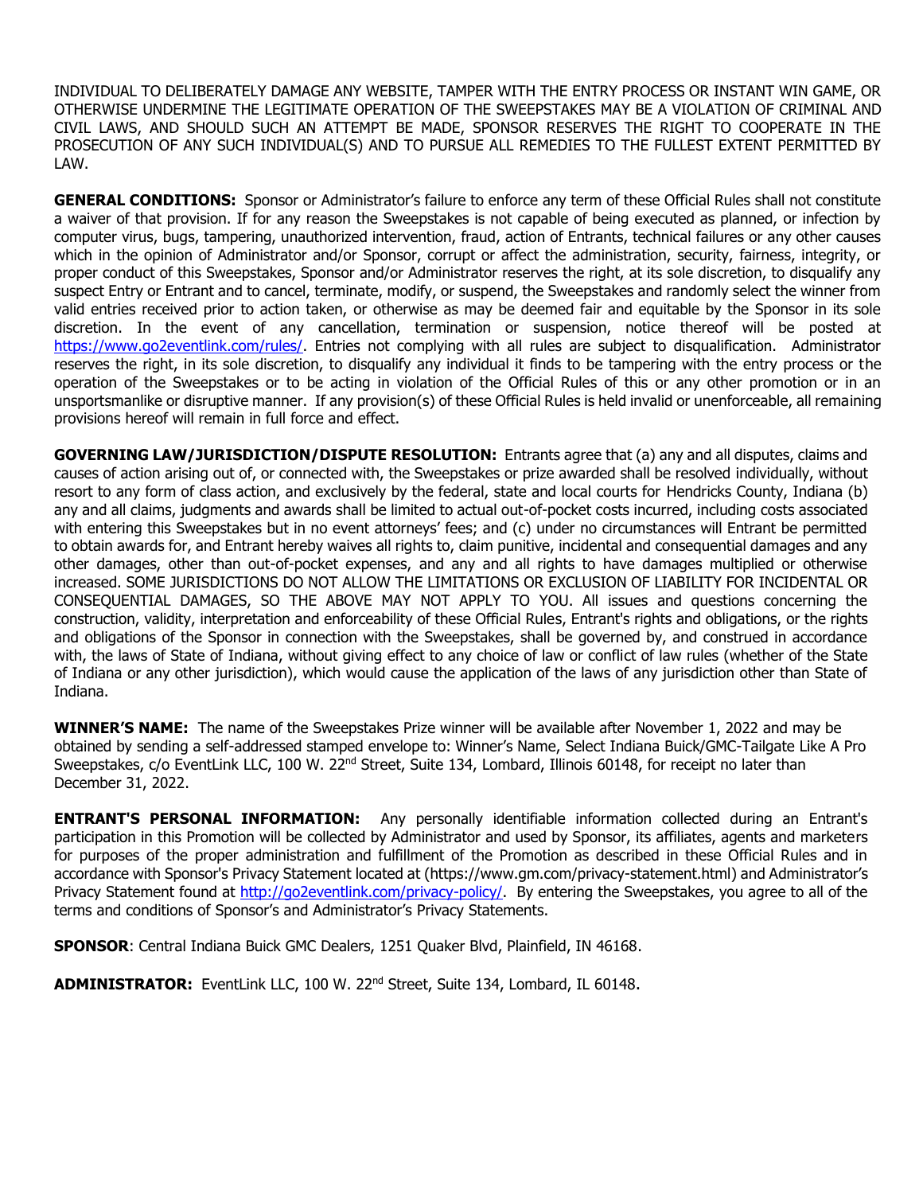INDIVIDUAL TO DELIBERATELY DAMAGE ANY WEBSITE, TAMPER WITH THE ENTRY PROCESS OR INSTANT WIN GAME, OR OTHERWISE UNDERMINE THE LEGITIMATE OPERATION OF THE SWEEPSTAKES MAY BE A VIOLATION OF CRIMINAL AND CIVIL LAWS, AND SHOULD SUCH AN ATTEMPT BE MADE, SPONSOR RESERVES THE RIGHT TO COOPERATE IN THE PROSECUTION OF ANY SUCH INDIVIDUAL(S) AND TO PURSUE ALL REMEDIES TO THE FULLEST EXTENT PERMITTED BY LAW.

**GENERAL CONDITIONS:** Sponsor or Administrator's failure to enforce any term of these Official Rules shall not constitute a waiver of that provision. If for any reason the Sweepstakes is not capable of being executed as planned, or infection by computer virus, bugs, tampering, unauthorized intervention, fraud, action of Entrants, technical failures or any other causes which in the opinion of Administrator and/or Sponsor, corrupt or affect the administration, security, fairness, integrity, or proper conduct of this Sweepstakes, Sponsor and/or Administrator reserves the right, at its sole discretion, to disqualify any suspect Entry or Entrant and to cancel, terminate, modify, or suspend, the Sweepstakes and randomly select the winner from valid entries received prior to action taken, or otherwise as may be deemed fair and equitable by the Sponsor in its sole discretion. In the event of any cancellation, termination or suspension, notice thereof will be posted at https://www.go2eventlink.com/rules/. Entries not complying with all rules are subject to disqualification. Administrator reserves the right, in its sole discretion, to disqualify any individual it finds to be tampering with the entry process or the operation of the Sweepstakes or to be acting in violation of the Official Rules of this or any other promotion or in an unsportsmanlike or disruptive manner. If any provision(s) of these Official Rules is held invalid or unenforceable, all remaining provisions hereof will remain in full force and effect.

**GOVERNING LAW/JURISDICTION/DISPUTE RESOLUTION:** Entrants agree that (a) any and all disputes, claims and causes of action arising out of, or connected with, the Sweepstakes or prize awarded shall be resolved individually, without resort to any form of class action, and exclusively by the federal, state and local courts for Hendricks County, Indiana (b) any and all claims, judgments and awards shall be limited to actual out-of-pocket costs incurred, including costs associated with entering this Sweepstakes but in no event attorneys' fees; and (c) under no circumstances will Entrant be permitted to obtain awards for, and Entrant hereby waives all rights to, claim punitive, incidental and consequential damages and any other damages, other than out-of-pocket expenses, and any and all rights to have damages multiplied or otherwise increased. SOME JURISDICTIONS DO NOT ALLOW THE LIMITATIONS OR EXCLUSION OF LIABILITY FOR INCIDENTAL OR CONSEQUENTIAL DAMAGES, SO THE ABOVE MAY NOT APPLY TO YOU. All issues and questions concerning the construction, validity, interpretation and enforceability of these Official Rules, Entrant's rights and obligations, or the rights and obligations of the Sponsor in connection with the Sweepstakes, shall be governed by, and construed in accordance with, the laws of State of Indiana, without giving effect to any choice of law or conflict of law rules (whether of the State of Indiana or any other jurisdiction), which would cause the application of the laws of any jurisdiction other than State of Indiana.

**WINNER'S NAME:** The name of the Sweepstakes Prize winner will be available after November 1, 2022 and may be obtained by sending a self-addressed stamped envelope to: Winner's Name, Select Indiana Buick/GMC-Tailgate Like A Pro Sweepstakes, c/o EventLink LLC, 100 W. 22nd Street, Suite 134, Lombard, Illinois 60148, for receipt no later than December 31, 2022.

**ENTRANT'S PERSONAL INFORMATION:** Any personally identifiable information collected during an Entrant's participation in this Promotion will be collected by Administrator and used by Sponsor, its affiliates, agents and marketers for purposes of the proper administration and fulfillment of the Promotion as described in these Official Rules and in accordance with Sponsor's Privacy Statement located at (https://www.gm.com/privacy-statement.html) and Administrator's Privacy Statement found at http://go2eventlink.com/privacy-policy/. By entering the Sweepstakes, you agree to all of the terms and conditions of Sponsor's and Administrator's Privacy Statements.

**SPONSOR**: Central Indiana Buick GMC Dealers, 1251 Quaker Blvd, Plainfield, IN 46168.

**ADMINISTRATOR:** EventLink LLC, 100 W. 22nd Street, Suite 134, Lombard, IL 60148.